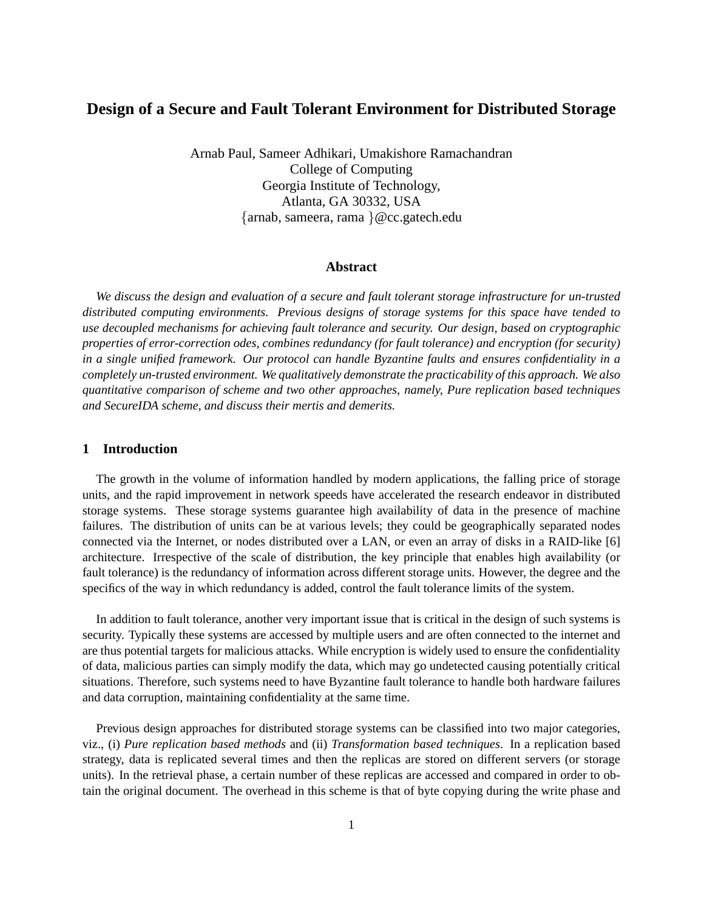# Design of a Secure and Fault Tolerant Environment for Distributed Storage

Arnab Paul, Sameer Adhikari, Umakishore Ramachandran
College of Computing
Georgia Institute of Technology,
Atlanta, GA 30332, USA
{arnab, sameera, rama }@cc.gatech.edu

### Abstract

*We discuss the design and evaluation of a secure and fault tolerant storage infrastructure for un-trusted distributed computing environments. Previous designs of storage systems for this space have tended to use decoupled mechanisms for achieving fault tolerance and security. Our design, based on cryptographic properties of error-correction odes, combines redundancy (for fault tolerance) and encryption (for security) in a single unified framework. Our protocol can handle Byzantine faults and ensures confidentiality in a completely un-trusted environment. We qualitatively demonstrate the practicability of this approach. We also quantitative comparison of scheme and two other approaches, namely, Pure replication based techniques and SecureIDA scheme, and discuss their mertis and demerits.*

## 1 Introduction

The growth in the volume of information handled by modern applications, the falling price of storage units, and the rapid improvement in network speeds have accelerated the research endeavor in distributed storage systems. These storage systems guarantee high availability of data in the presence of machine failures. The distribution of units can be at various levels; they could be geographically separated nodes connected via the Internet, or nodes distributed over a LAN, or even an array of disks in a RAID-like [6] architecture. Irrespective of the scale of distribution, the key principle that enables high availability (or fault tolerance) is the redundancy of information across different storage units. However, the degree and the specifics of the way in which redundancy is added, control the fault tolerance limits of the system.

In addition to fault tolerance, another very important issue that is critical in the design of such systems is security. Typically these systems are accessed by multiple users and are often connected to the internet and are thus potential targets for malicious attacks. While encryption is widely used to ensure the confidentiality of data, malicious parties can simply modify the data, which may go undetected causing potentially critical situations. Therefore, such systems need to have Byzantine fault tolerance to handle both hardware failures and data corruption, maintaining confidentiality at the same time.

Previous design approaches for distributed storage systems can be classified into two major categories, viz., (i) *Pure replication based methods* and (ii) *Transformation based techniques*. In a replication based strategy, data is replicated several times and then the replicas are stored on different servers (or storage units). In the retrieval phase, a certain number of these replicas are accessed and compared in order to obtain the original document. The overhead in this scheme is that of byte copying during the write phase and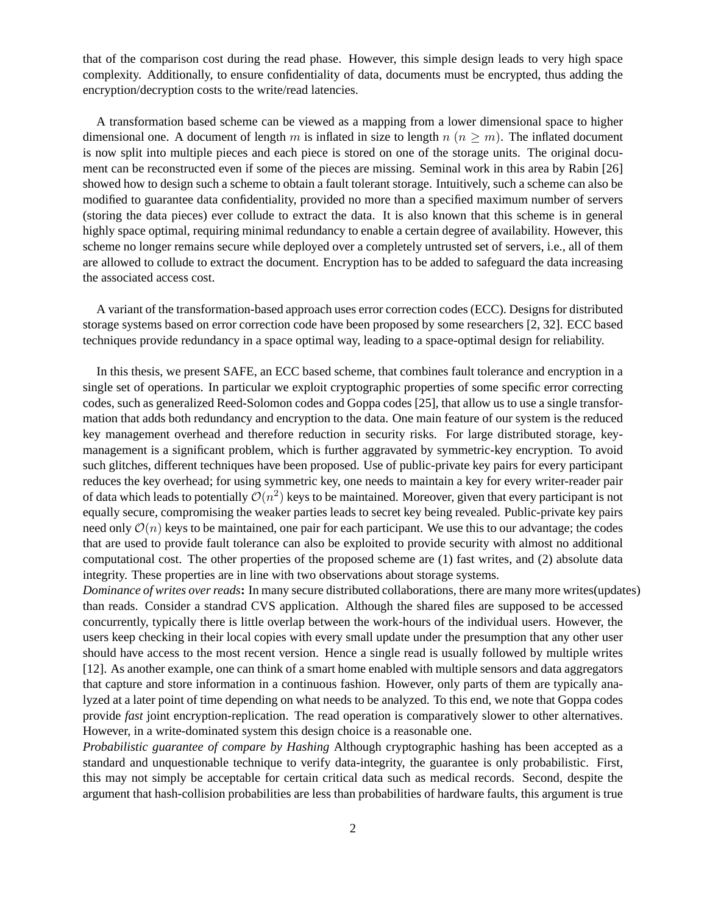that of the comparison cost during the read phase. However, this simple design leads to very high space complexity. Additionally, to ensure confidentiality of data, documents must be encrypted, thus adding the encryption/decryption costs to the write/read latencies.

A transformation based scheme can be viewed as a mapping from a lower dimensional space to higher dimensional one. A document of length $m$ is inflated in size to length $n$ ($n \geq m$). The inflated document is now split into multiple pieces and each piece is stored on one of the storage units. The original document can be reconstructed even if some of the pieces are missing. Seminal work in this area by Rabin [26] showed how to design such a scheme to obtain a fault tolerant storage. Intuitively, such a scheme can also be modified to guarantee data confidentiality, provided no more than a specified maximum number of servers (storing the data pieces) ever collude to extract the data. It is also known that this scheme is in general highly space optimal, requiring minimal redundancy to enable a certain degree of availability. However, this scheme no longer remains secure while deployed over a completely untrusted set of servers, i.e., all of them are allowed to collude to extract the document. Encryption has to be added to safeguard the data increasing the associated access cost.

A variant of the transformation-based approach uses error correction codes (ECC). Designs for distributed storage systems based on error correction code have been proposed by some researchers [2, 32]. ECC based techniques provide redundancy in a space optimal way, leading to a space-optimal design for reliability.

In this thesis, we present SAFE, an ECC based scheme, that combines fault tolerance and encryption in a single set of operations. In particular we exploit cryptographic properties of some specific error correcting codes, such as generalized Reed-Solomon codes and Goppa codes [25], that allow us to use a single transformation that adds both redundancy and encryption to the data. One main feature of our system is the reduced key management overhead and therefore reduction in security risks. For large distributed storage, key-management is a significant problem, which is further aggravated by symmetric-key encryption. To avoid such glitches, different techniques have been proposed. Use of public-private key pairs for every participant reduces the key overhead; for using symmetric key, one needs to maintain a key for every writer-reader pair of data which leads to potentially $\mathcal{O}(n^2)$ keys to be maintained. Moreover, given that every participant is not equally secure, compromising the weaker parties leads to secret key being revealed. Public-private key pairs need only $\mathcal{O}(n)$ keys to be maintained, one pair for each participant. We use this to our advantage; the codes that are used to provide fault tolerance can also be exploited to provide security with almost no additional computational cost. The other properties of the proposed scheme are (1) fast writes, and (2) absolute data integrity. These properties are in line with two observations about storage systems.

*Dominance of writes over reads*: In many secure distributed collaborations, there are many more writes(updates) than reads. Consider a standrad CVS application. Although the shared files are supposed to be accessed concurrently, typically there is little overlap between the work-hours of the individual users. However, the users keep checking in their local copies with every small update under the presumption that any other user should have access to the most recent version. Hence a single read is usually followed by multiple writes [12]. As another example, one can think of a smart home enabled with multiple sensors and data aggregators that capture and store information in a continuous fashion. However, only parts of them are typically analyzed at a later point of time depending on what needs to be analyzed. To this end, we note that Goppa codes provide *fast* joint encryption-replication. The read operation is comparatively slower to other alternatives. However, in a write-dominated system this design choice is a reasonable one.

*Probabilistic guarantee of compare by Hashing* Although cryptographic hashing has been accepted as a standard and unquestionable technique to verify data-integrity, the guarantee is only probabilistic. First, this may not simply be acceptable for certain critical data such as medical records. Second, despite the argument that hash-collision probabilities are less than probabilities of hardware faults, this argument is true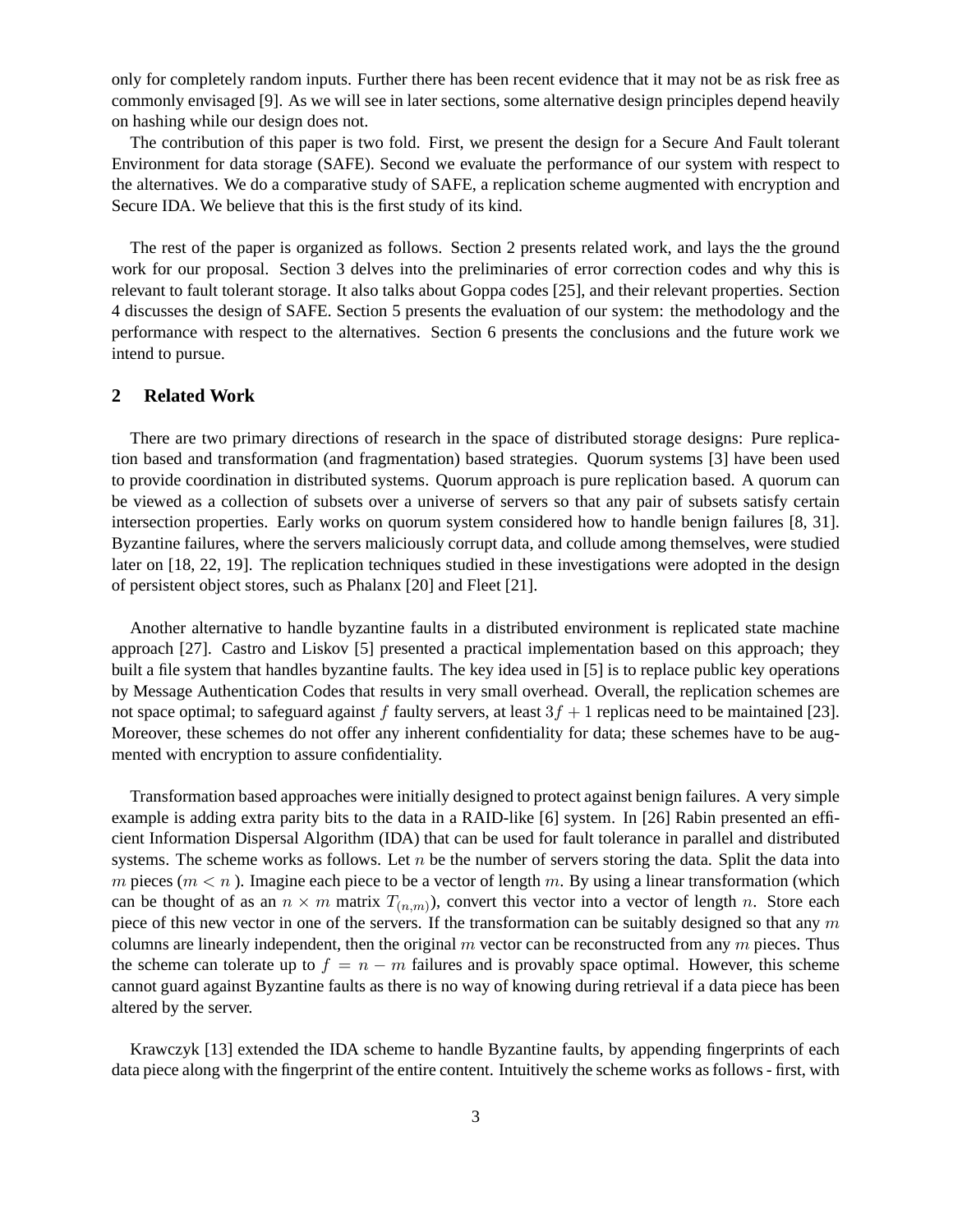only for completely random inputs. Further there has been recent evidence that it may not be as risk free as commonly envisaged [9]. As we will see in later sections, some alternative design principles depend heavily on hashing while our design does not.

The contribution of this paper is two fold. First, we present the design for a Secure And Fault tolerant Environment for data storage (SAFE). Second we evaluate the performance of our system with respect to the alternatives. We do a comparative study of SAFE, a replication scheme augmented with encryption and Secure IDA. We believe that this is the first study of its kind.

The rest of the paper is organized as follows. Section 2 presents related work, and lays the the ground work for our proposal. Section 3 delves into the preliminaries of error correction codes and why this is relevant to fault tolerant storage. It also talks about Goppa codes [25], and their relevant properties. Section 4 discusses the design of SAFE. Section 5 presents the evaluation of our system: the methodology and the performance with respect to the alternatives. Section 6 presents the conclusions and the future work we intend to pursue.

## 2 Related Work

There are two primary directions of research in the space of distributed storage designs: Pure replication based and transformation (and fragmentation) based strategies. Quorum systems [3] have been used to provide coordination in distributed systems. Quorum approach is pure replication based. A quorum can be viewed as a collection of subsets over a universe of servers so that any pair of subsets satisfy certain intersection properties. Early works on quorum system considered how to handle benign failures [8, 31]. Byzantine failures, where the servers maliciously corrupt data, and collude among themselves, were studied later on [18, 22, 19]. The replication techniques studied in these investigations were adopted in the design of persistent object stores, such as Phalanx [20] and Fleet [21].

Another alternative to handle byzantine faults in a distributed environment is replicated state machine approach [27]. Castro and Liskov [5] presented a practical implementation based on this approach; they built a file system that handles byzantine faults. The key idea used in [5] is to replace public key operations by Message Authentication Codes that results in very small overhead. Overall, the replication schemes are not space optimal; to safeguard against $f$ faulty servers, at least $3f + 1$ replicas need to be maintained [23]. Moreover, these schemes do not offer any inherent confidentiality for data; these schemes have to be augmented with encryption to assure confidentiality.

Transformation based approaches were initially designed to protect against benign failures. A very simple example is adding extra parity bits to the data in a RAID-like [6] system. In [26] Rabin presented an efficient Information Dispersal Algorithm (IDA) that can be used for fault tolerance in parallel and distributed systems. The scheme works as follows. Let $n$ be the number of servers storing the data. Split the data into $m$ pieces ($m < n$ ). Imagine each piece to be a vector of length $m$. By using a linear transformation (which can be thought of as an $n \times m$ matrix $T_{(n,m)}$), convert this vector into a vector of length $n$. Store each piece of this new vector in one of the servers. If the transformation can be suitably designed so that any $m$ columns are linearly independent, then the original $m$ vector can be reconstructed from any $m$ pieces. Thus the scheme can tolerate up to $f = n - m$ failures and is provably space optimal. However, this scheme cannot guard against Byzantine faults as there is no way of knowing during retrieval if a data piece has been altered by the server.

Krawczyk [13] extended the IDA scheme to handle Byzantine faults, by appending fingerprints of each data piece along with the fingerprint of the entire content. Intuitively the scheme works as follows - first, with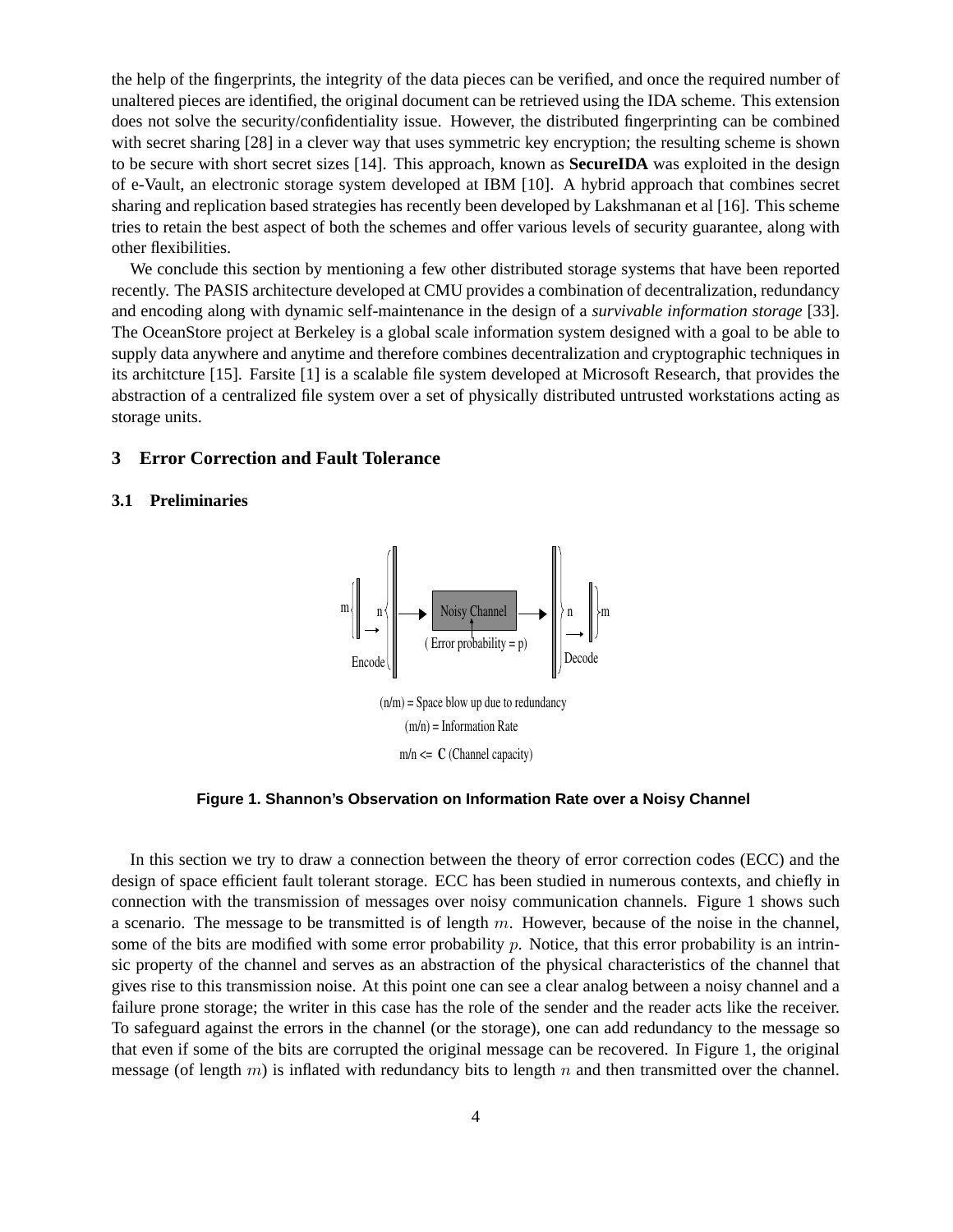the help of the fingerprints, the integrity of the data pieces can be verified, and once the required number of unaltered pieces are identified, the original document can be retrieved using the IDA scheme. This extension does not solve the security/confidentiality issue. However, the distributed fingerprinting can be combined with secret sharing [28] in a clever way that uses symmetric key encryption; the resulting scheme is shown to be secure with short secret sizes [14]. This approach, known as **SecureIDA** was exploited in the design of e-Vault, an electronic storage system developed at IBM [10]. A hybrid approach that combines secret sharing and replication based strategies has recently been developed by Lakshmanan et al [16]. This scheme tries to retain the best aspect of both the schemes and offer various levels of security guarantee, along with other flexibilities.

We conclude this section by mentioning a few other distributed storage systems that have been reported recently. The PASIS architecture developed at CMU provides a combination of decentralization, redundancy and encoding along with dynamic self-maintenance in the design of a *survivable information storage* [33]. The OceanStore project at Berkeley is a global scale information system designed with a goal to be able to supply data anywhere and anytime and therefore combines decentralization and cryptographic techniques in its architcture [15]. Farsite [1] is a scalable file system developed at Microsoft Research, that provides the abstraction of a centralized file system over a set of physically distributed untrusted workstations acting as storage units.

## 3 Error Correction and Fault Tolerance

### 3.1 Preliminaries

m n Encode Noisy Channel (Error probability = p) n m Decode

(n/m) = Space blow up due to redundancy

(m/n) = Information Rate

m/n <= C (Channel capacity)

**Figure 1. Shannon's Observation on Information Rate over a Noisy Channel**

In this section we try to draw a connection between the theory of error correction codes (ECC) and the design of space efficient fault tolerant storage. ECC has been studied in numerous contexts, and chiefly in connection with the transmission of messages over noisy communication channels. Figure 1 shows such a scenario. The message to be transmitted is of length $m$. However, because of the noise in the channel, some of the bits are modified with some error probability $p$. Notice, that this error probability is an intrinsic property of the channel and serves as an abstraction of the physical characteristics of the channel that gives rise to this transmission noise. At this point one can see a clear analog between a noisy channel and a failure prone storage; the writer in this case has the role of the sender and the reader acts like the receiver. To safeguard against the errors in the channel (or the storage), one can add redundancy to the message so that even if some of the bits are corrupted the original message can be recovered. In Figure 1, the original message (of length $m$) is inflated with redundancy bits to length $n$ and then transmitted over the channel.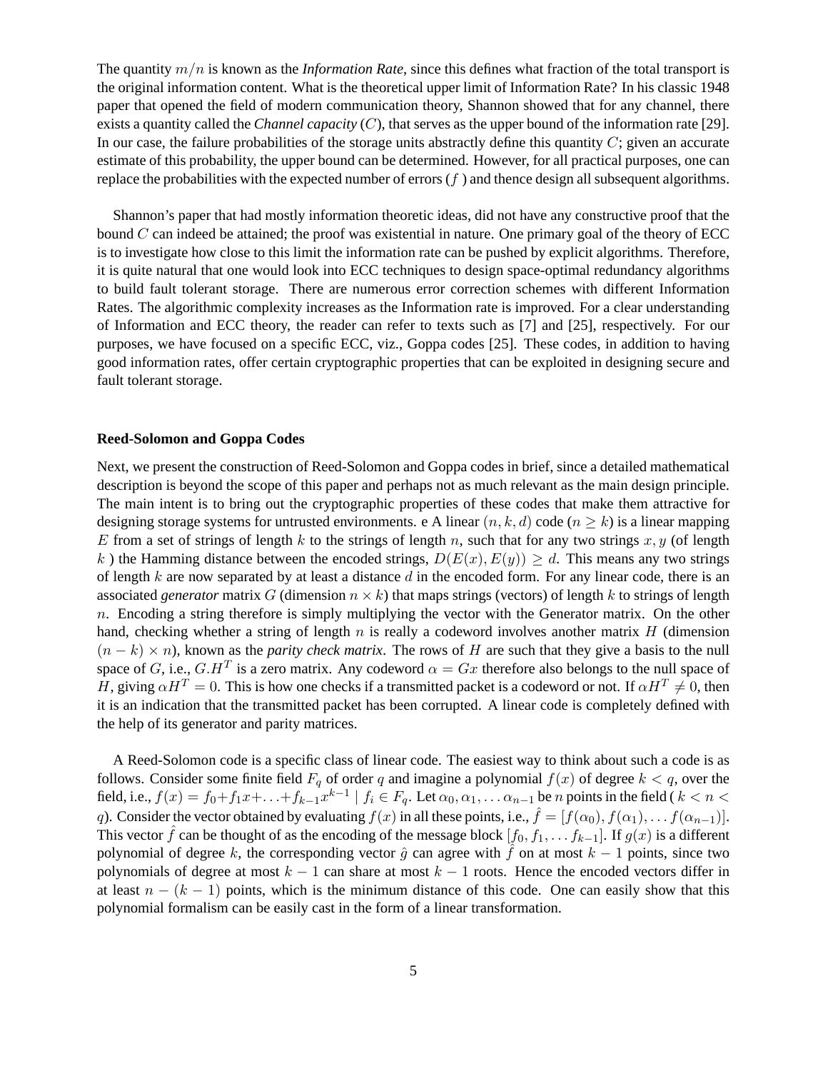The quantity $m/n$ is known as the *Information Rate*, since this defines what fraction of the total transport is the original information content. What is the theoretical upper limit of Information Rate? In his classic 1948 paper that opened the field of modern communication theory, Shannon showed that for any channel, there exists a quantity called the *Channel capacity* ($C$), that serves as the upper bound of the information rate [29]. In our case, the failure probabilities of the storage units abstractly define this quantity $C$; given an accurate estimate of this probability, the upper bound can be determined. However, for all practical purposes, one can replace the probabilities with the expected number of errors ($f$ ) and thence design all subsequent algorithms.

Shannon's paper that had mostly information theoretic ideas, did not have any constructive proof that the bound $C$ can indeed be attained; the proof was existential in nature. One primary goal of the theory of ECC is to investigate how close to this limit the information rate can be pushed by explicit algorithms. Therefore, it is quite natural that one would look into ECC techniques to design space-optimal redundancy algorithms to build fault tolerant storage. There are numerous error correction schemes with different Information Rates. The algorithmic complexity increases as the Information rate is improved. For a clear understanding of Information and ECC theory, the reader can refer to texts such as [7] and [25], respectively. For our purposes, we have focused on a specific ECC, viz., Goppa codes [25]. These codes, in addition to having good information rates, offer certain cryptographic properties that can be exploited in designing secure and fault tolerant storage.

**Reed-Solomon and Goppa Codes**

Next, we present the construction of Reed-Solomon and Goppa codes in brief, since a detailed mathematical description is beyond the scope of this paper and perhaps not as much relevant as the main design principle. The main intent is to bring out the cryptographic properties of these codes that make them attractive for designing storage systems for untrusted environments. e A linear $(n, k, d)$ code ($n \geq k$) is a linear mapping $E$ from a set of strings of length $k$ to the strings of length $n$, such that for any two strings $x, y$ (of length $k$ ) the Hamming distance between the encoded strings, $D(E(x), E(y)) \geq d$. This means any two strings of length $k$ are now separated by at least a distance $d$ in the encoded form. For any linear code, there is an associated *generator* matrix $G$ (dimension $n \times k$) that maps strings (vectors) of length $k$ to strings of length $n$. Encoding a string therefore is simply multiplying the vector with the Generator matrix. On the other hand, checking whether a string of length $n$ is really a codeword involves another matrix $H$ (dimension $(n-k) \times n$), known as the *parity check matrix*. The rows of $H$ are such that they give a basis to the null space of $G$, i.e., $G.H^T$ is a zero matrix. Any codeword $\alpha = Gx$ therefore also belongs to the null space of $H$, giving $\alpha H^T = 0$. This is how one checks if a transmitted packet is a codeword or not. If $\alpha H^T \neq 0$, then it is an indication that the transmitted packet has been corrupted. A linear code is completely defined with the help of its generator and parity matrices.

A Reed-Solomon code is a specific class of linear code. The easiest way to think about such a code is as follows. Consider some finite field $F_q$ of order $q$ and imagine a polynomial $f(x)$ of degree $k < q$, over the field, i.e., $f(x) = f_0 + f_1 x + \ldots + f_{k-1} x^{k-1} \mid f_i \in F_q$. Let $\alpha_0, \alpha_1, \ldots \alpha_{n-1}$ be $n$ points in the field ( $k < n < q$). Consider the vector obtained by evaluating $f(x)$ in all these points, i.e., $\hat{f} = [f(\alpha_0), f(\alpha_1), \ldots f(\alpha_{n-1})]$. This vector $\hat{f}$ can be thought of as the encoding of the message block $[f_0, f_1, \ldots f_{k-1}]$. If $g(x)$ is a different polynomial of degree $k$, the corresponding vector $\hat{g}$ can agree with $\hat{f}$ on at most $k-1$ points, since two polynomials of degree at most $k-1$ can share at most $k-1$ roots. Hence the encoded vectors differ in at least $n-(k-1)$ points, which is the minimum distance of this code. One can easily show that this polynomial formalism can be easily cast in the form of a linear transformation.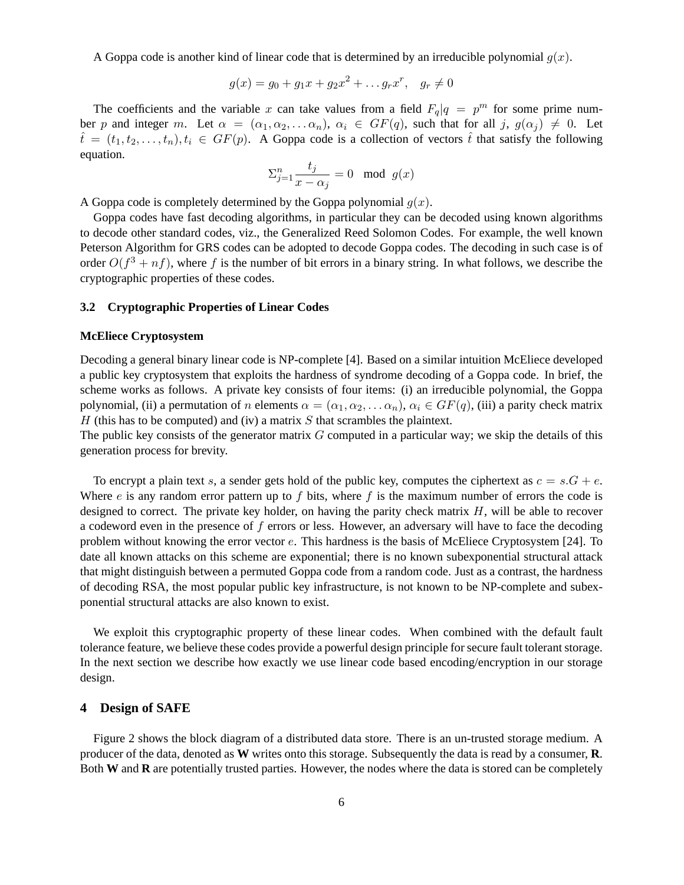A Goppa code is another kind of linear code that is determined by an irreducible polynomial $g(x)$.

$$g(x) = g_0 + g_1 x + g_2 x^2 + \dots g_r x^r, \quad g_r \neq 0$$

The coefficients and the variable $x$ can take values from a field $F_q | q = p^m$ for some prime number $p$ and integer $m$. Let $\alpha = (\alpha_1, \alpha_2, \dots \alpha_n)$, $\alpha_i \in GF(q)$, such that for all $j$, $g(\alpha_j) \neq 0$. Let $\hat{t} = (t_1, t_2, \dots, t_n), t_i \in GF(p)$. A Goppa code is a collection of vectors $\hat{t}$ that satisfy the following equation.

$$\Sigma_{j=1}^{n} \frac{t_j}{x - \alpha_j} = 0 \mod g(x)$$

A Goppa code is completely determined by the Goppa polynomial $g(x)$.

Goppa codes have fast decoding algorithms, in particular they can be decoded using known algorithms to decode other standard codes, viz., the Generalized Reed Solomon Codes. For example, the well known Peterson Algorithm for GRS codes can be adopted to decode Goppa codes. The decoding in such case is of order $O(f^3 + nf)$, where $f$ is the number of bit errors in a binary string. In what follows, we describe the cryptographic properties of these codes.

### 3.2 Cryptographic Properties of Linear Codes

#### McEliece Cryptosystem

Decoding a general binary linear code is NP-complete [4]. Based on a similar intuition McEliece developed a public key cryptosystem that exploits the hardness of syndrome decoding of a Goppa code. In brief, the scheme works as follows. A private key consists of four items: (i) an irreducible polynomial, the Goppa polynomial, (ii) a permutation of $n$ elements $\alpha = (\alpha_1, \alpha_2, \dots \alpha_n)$, $\alpha_i \in GF(q)$, (iii) a parity check matrix $H$ (this has to be computed) and (iv) a matrix $S$ that scrambles the plaintext.

The public key consists of the generator matrix $G$ computed in a particular way; we skip the details of this generation process for brevity.

To encrypt a plain text $s$, a sender gets hold of the public key, computes the ciphertext as $c = s.G + e$. Where $e$ is any random error pattern up to $f$ bits, where $f$ is the maximum number of errors the code is designed to correct. The private key holder, on having the parity check matrix $H$, will be able to recover a codeword even in the presence of $f$ errors or less. However, an adversary will have to face the decoding problem without knowing the error vector $e$. This hardness is the basis of McEliece Cryptosystem [24]. To date all known attacks on this scheme are exponential; there is no known subexponential structural attack that might distinguish between a permuted Goppa code from a random code. Just as a contrast, the hardness of decoding RSA, the most popular public key infrastructure, is not known to be NP-complete and subexponential structural attacks are also known to exist.

We exploit this cryptographic property of these linear codes. When combined with the default fault tolerance feature, we believe these codes provide a powerful design principle for secure fault tolerant storage. In the next section we describe how exactly we use linear code based encoding/encryption in our storage design.

## 4 Design of SAFE

Figure 2 shows the block diagram of a distributed data store. There is an un-trusted storage medium. A producer of the data, denoted as **W** writes onto this storage. Subsequently the data is read by a consumer, **R**. Both **W** and **R** are potentially trusted parties. However, the nodes where the data is stored can be completely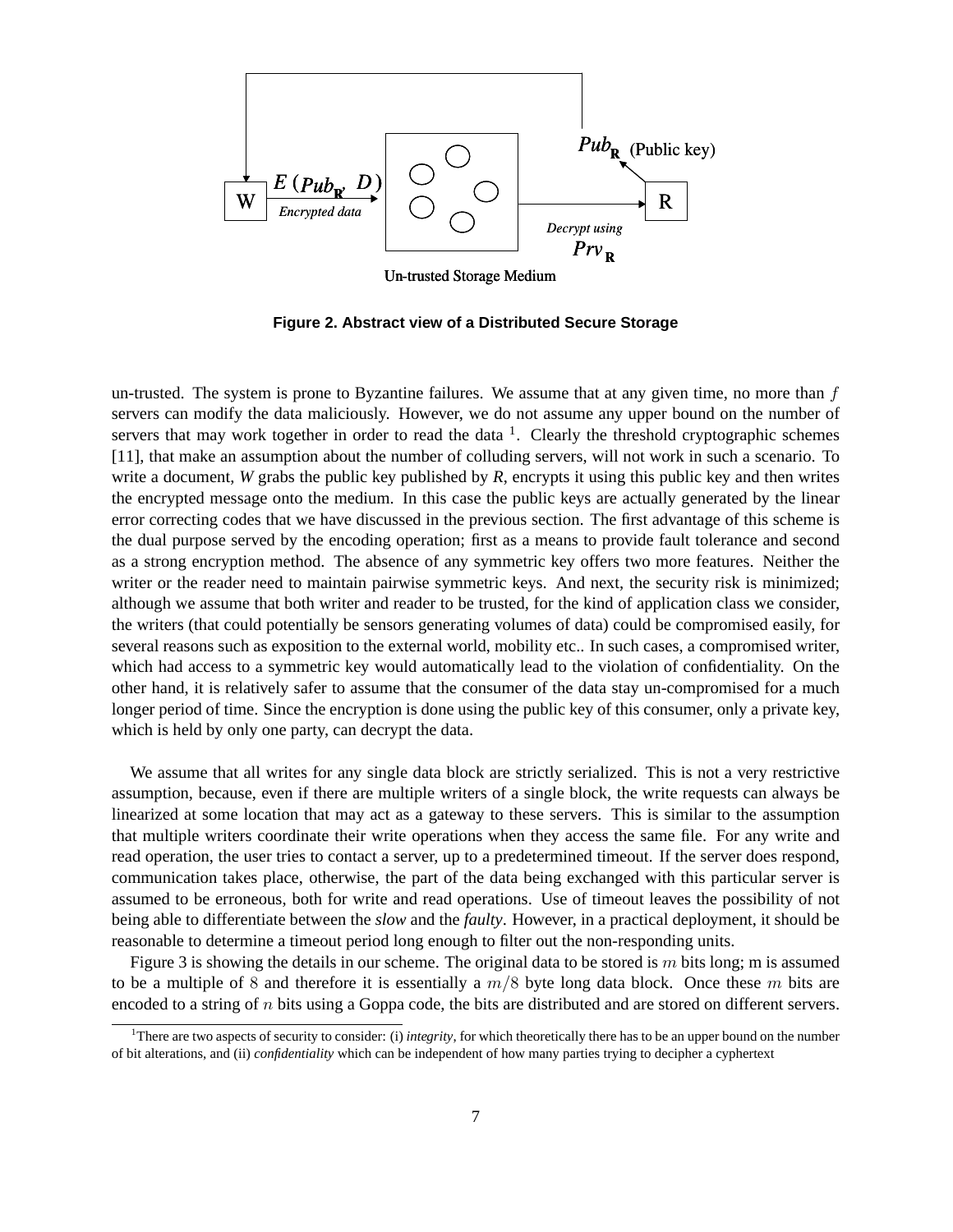Figure 2. Abstract view of a Distributed Secure Storage

un-trusted. The system is prone to Byzantine failures. We assume that at any given time, no more than $f$ servers can modify the data maliciously. However, we do not assume any upper bound on the number of servers that may work together in order to read the data [1]. Clearly the threshold cryptographic schemes [11], that make an assumption about the number of colluding servers, will not work in such a scenario. To write a document, *W* grabs the public key published by *R*, encrypts it using this public key and then writes the encrypted message onto the medium. In this case the public keys are actually generated by the linear error correcting codes that we have discussed in the previous section. The first advantage of this scheme is the dual purpose served by the encoding operation; first as a means to provide fault tolerance and second as a strong encryption method. The absence of any symmetric key offers two more features. Neither the writer or the reader need to maintain pairwise symmetric keys. And next, the security risk is minimized; although we assume that both writer and reader to be trusted, for the kind of application class we consider, the writers (that could potentially be sensors generating volumes of data) could be compromised easily, for several reasons such as exposition to the external world, mobility etc.. In such cases, a compromised writer, which had access to a symmetric key would automatically lead to the violation of confidentiality. On the other hand, it is relatively safer to assume that the consumer of the data stay un-compromised for a much longer period of time. Since the encryption is done using the public key of this consumer, only a private key, which is held by only one party, can decrypt the data.

We assume that all writes for any single data block are strictly serialized. This is not a very restrictive assumption, because, even if there are multiple writers of a single block, the write requests can always be linearized at some location that may act as a gateway to these servers. This is similar to the assumption that multiple writers coordinate their write operations when they access the same file. For any write and read operation, the user tries to contact a server, up to a predetermined timeout. If the server does respond, communication takes place, otherwise, the part of the data being exchanged with this particular server is assumed to be erroneous, both for write and read operations. Use of timeout leaves the possibility of not being able to differentiate between the *slow* and the *faulty*. However, in a practical deployment, it should be reasonable to determine a timeout period long enough to filter out the non-responding units.

Figure 3 is showing the details in our scheme. The original data to be stored is $m$ bits long; m is assumed to be a multiple of $8$ and therefore it is essentially a $m/8$ byte long data block. Once these $m$ bits are encoded to a string of $n$ bits using a Goppa code, the bits are distributed and are stored on different servers.

[1] There are two aspects of security to consider: (i) *integrity*, for which theoretically there has to be an upper bound on the number of bit alterations, and (ii) *confidentiality* which can be independent of how many parties trying to decipher a cyphertext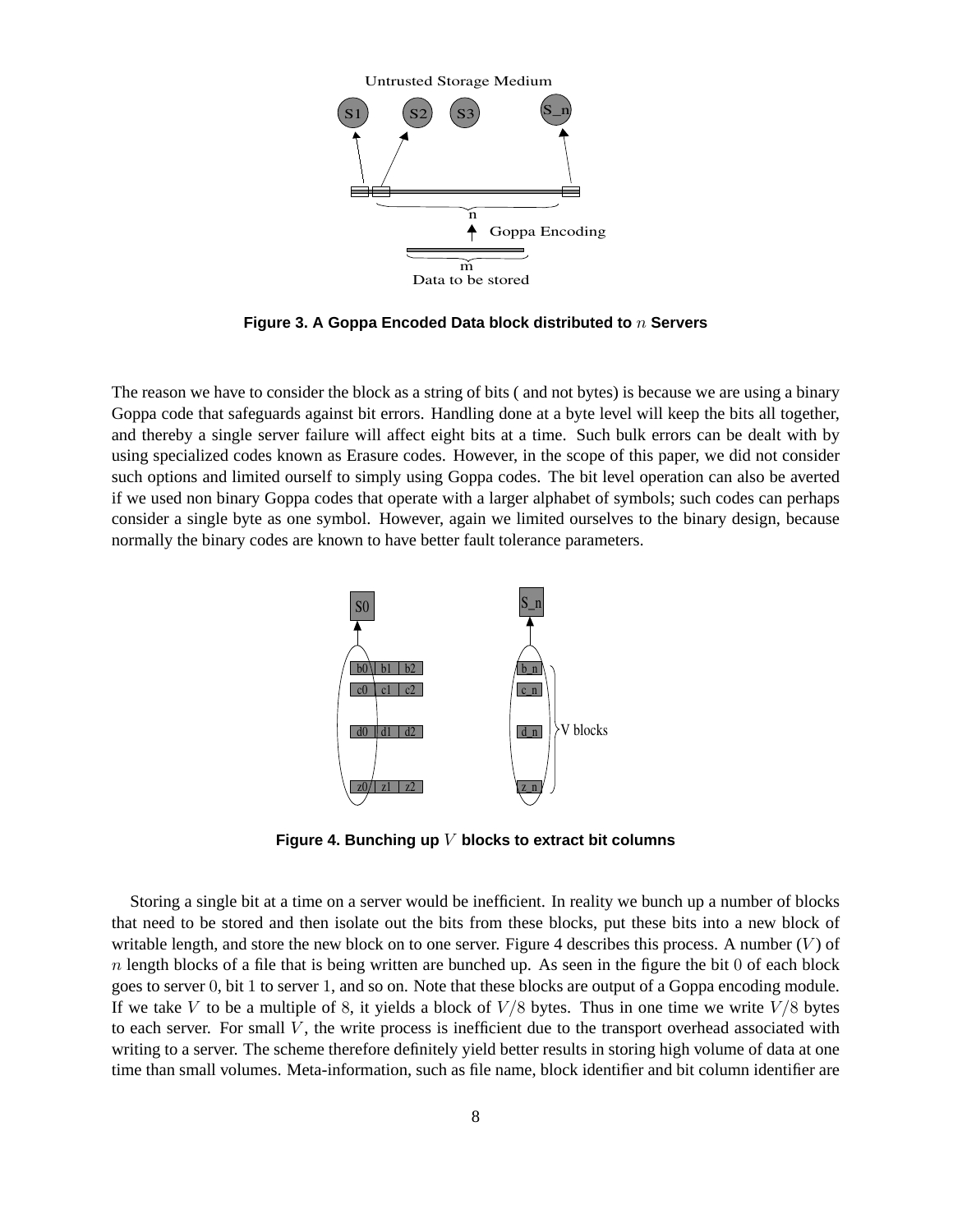Figure 3. A Goppa Encoded Data block distributed to $n$ Servers

The reason we have to consider the block as a string of bits ( and not bytes) is because we are using a binary Goppa code that safeguards against bit errors. Handling done at a byte level will keep the bits all together, and thereby a single server failure will affect eight bits at a time. Such bulk errors can be dealt with by using specialized codes known as Erasure codes. However, in the scope of this paper, we did not consider such options and limited ourself to simply using Goppa codes. The bit level operation can also be averted if we used non binary Goppa codes that operate with a larger alphabet of symbols; such codes can perhaps consider a single byte as one symbol. However, again we limited ourselves to the binary design, because normally the binary codes are known to have better fault tolerance parameters.

Figure 4. Bunching up $V$ blocks to extract bit columns

Storing a single bit at a time on a server would be inefficient. In reality we bunch up a number of blocks that need to be stored and then isolate out the bits from these blocks, put these bits into a new block of writable length, and store the new block on to one server. Figure 4 describes this process. A number ($V$) of $n$ length blocks of a file that is being written are bunched up. As seen in the figure the bit 0 of each block goes to server 0, bit 1 to server 1, and so on. Note that these blocks are output of a Goppa encoding module. If we take $V$ to be a multiple of 8, it yields a block of $V/8$ bytes. Thus in one time we write $V/8$ bytes to each server. For small $V$, the write process is inefficient due to the transport overhead associated with writing to a server. The scheme therefore definitely yield better results in storing high volume of data at one time than small volumes. Meta-information, such as file name, block identifier and bit column identifier are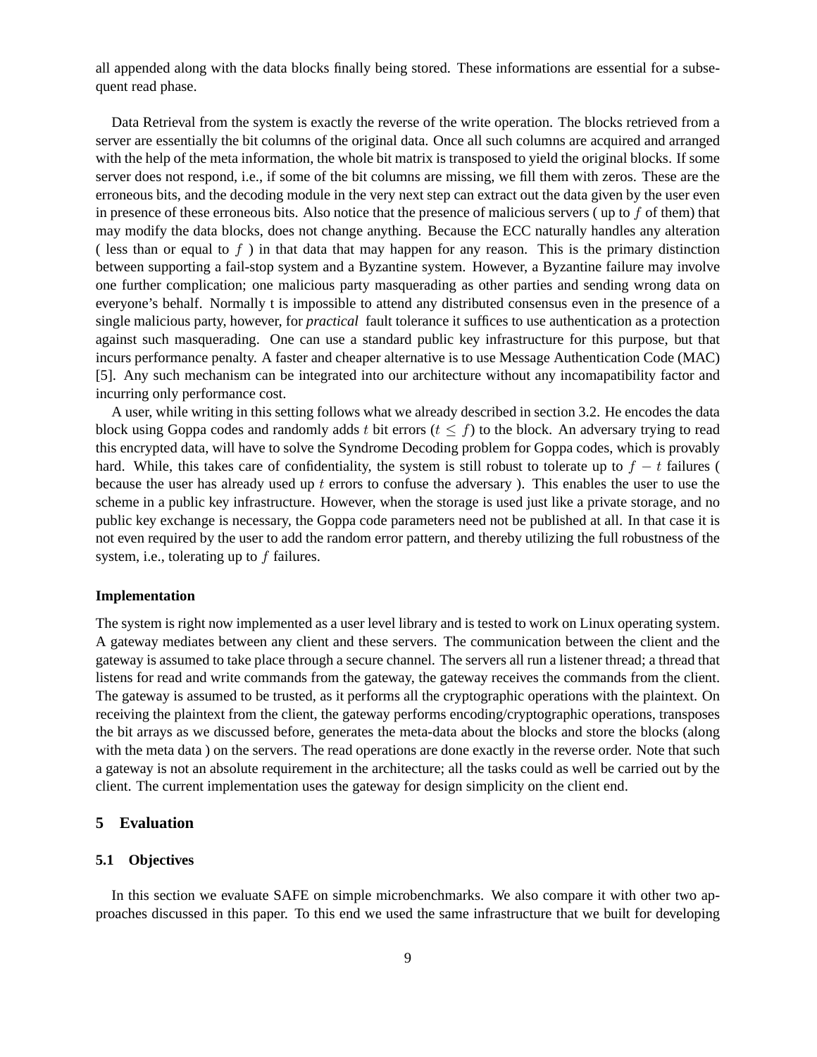all appended along with the data blocks finally being stored. These informations are essential for a subsequent read phase.

Data Retrieval from the system is exactly the reverse of the write operation. The blocks retrieved from a server are essentially the bit columns of the original data. Once all such columns are acquired and arranged with the help of the meta information, the whole bit matrix is transposed to yield the original blocks. If some server does not respond, i.e., if some of the bit columns are missing, we fill them with zeros. These are the erroneous bits, and the decoding module in the very next step can extract out the data given by the user even in presence of these erroneous bits. Also notice that the presence of malicious servers ( up to $f$ of them) that may modify the data blocks, does not change anything. Because the ECC naturally handles any alteration ( less than or equal to $f$ ) in that data that may happen for any reason. This is the primary distinction between supporting a fail-stop system and a Byzantine system. However, a Byzantine failure may involve one further complication; one malicious party masquerading as other parties and sending wrong data on everyone's behalf. Normally t is impossible to attend any distributed consensus even in the presence of a single malicious party, however, for *practical* fault tolerance it suffices to use authentication as a protection against such masquerading. One can use a standard public key infrastructure for this purpose, but that incurs performance penalty. A faster and cheaper alternative is to use Message Authentication Code (MAC) [5]. Any such mechanism can be integrated into our architecture without any incomapatibility factor and incurring only performance cost.

A user, while writing in this setting follows what we already described in section 3.2. He encodes the data block using Goppa codes and randomly adds $t$ bit errors ($t \leq f$) to the block. An adversary trying to read this encrypted data, will have to solve the Syndrome Decoding problem for Goppa codes, which is provably hard. While, this takes care of confidentiality, the system is still robust to tolerate up to $f - t$ failures ( because the user has already used up $t$ errors to confuse the adversary ). This enables the user to use the scheme in a public key infrastructure. However, when the storage is used just like a private storage, and no public key exchange is necessary, the Goppa code parameters need not be published at all. In that case it is not even required by the user to add the random error pattern, and thereby utilizing the full robustness of the system, i.e., tolerating up to $f$ failures.

**Implementation**

The system is right now implemented as a user level library and is tested to work on Linux operating system. A gateway mediates between any client and these servers. The communication between the client and the gateway is assumed to take place through a secure channel. The servers all run a listener thread; a thread that listens for read and write commands from the gateway, the gateway receives the commands from the client. The gateway is assumed to be trusted, as it performs all the cryptographic operations with the plaintext. On receiving the plaintext from the client, the gateway performs encoding/cryptographic operations, transposes the bit arrays as we discussed before, generates the meta-data about the blocks and store the blocks (along with the meta data ) on the servers. The read operations are done exactly in the reverse order. Note that such a gateway is not an absolute requirement in the architecture; all the tasks could as well be carried out by the client. The current implementation uses the gateway for design simplicity on the client end.

## 5 Evaluation

### 5.1 Objectives

In this section we evaluate SAFE on simple microbenchmarks. We also compare it with other two approaches discussed in this paper. To this end we used the same infrastructure that we built for developing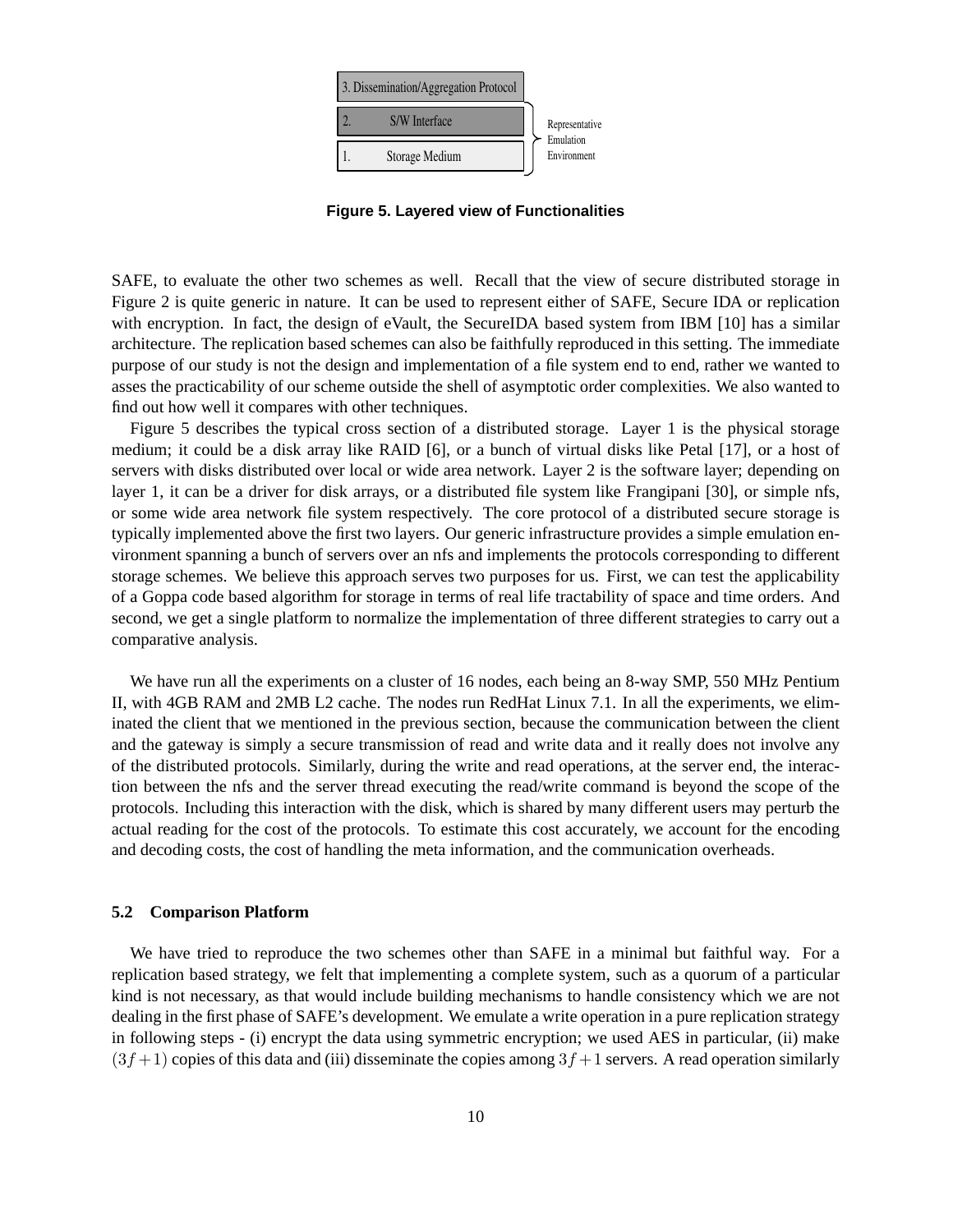| 3. Dissemination/Aggregation Protocol | |
|---|---|
| 2. S/W Interface | Representative Emulation Environment |
| 1. Storage Medium | |

**Figure 5. Layered view of Functionalities**

SAFE, to evaluate the other two schemes as well. Recall that the view of secure distributed storage in Figure 2 is quite generic in nature. It can be used to represent either of SAFE, Secure IDA or replication with encryption. In fact, the design of eVault, the SecureIDA based system from IBM [10] has a similar architecture. The replication based schemes can also be faithfully reproduced in this setting. The immediate purpose of our study is not the design and implementation of a file system end to end, rather we wanted to asses the practicability of our scheme outside the shell of asymptotic order complexities. We also wanted to find out how well it compares with other techniques.

Figure 5 describes the typical cross section of a distributed storage. Layer 1 is the physical storage medium; it could be a disk array like RAID [6], or a bunch of virtual disks like Petal [17], or a host of servers with disks distributed over local or wide area network. Layer 2 is the software layer; depending on layer 1, it can be a driver for disk arrays, or a distributed file system like Frangipani [30], or simple nfs, or some wide area network file system respectively. The core protocol of a distributed secure storage is typically implemented above the first two layers. Our generic infrastructure provides a simple emulation environment spanning a bunch of servers over an nfs and implements the protocols corresponding to different storage schemes. We believe this approach serves two purposes for us. First, we can test the applicability of a Goppa code based algorithm for storage in terms of real life tractability of space and time orders. And second, we get a single platform to normalize the implementation of three different strategies to carry out a comparative analysis.

We have run all the experiments on a cluster of 16 nodes, each being an 8-way SMP, 550 MHz Pentium II, with 4GB RAM and 2MB L2 cache. The nodes run RedHat Linux 7.1. In all the experiments, we eliminated the client that we mentioned in the previous section, because the communication between the client and the gateway is simply a secure transmission of read and write data and it really does not involve any of the distributed protocols. Similarly, during the write and read operations, at the server end, the interaction between the nfs and the server thread executing the read/write command is beyond the scope of the protocols. Including this interaction with the disk, which is shared by many different users may perturb the actual reading for the cost of the protocols. To estimate this cost accurately, we account for the encoding and decoding costs, the cost of handling the meta information, and the communication overheads.

### 5.2 Comparison Platform

We have tried to reproduce the two schemes other than SAFE in a minimal but faithful way. For a replication based strategy, we felt that implementing a complete system, such as a quorum of a particular kind is not necessary, as that would include building mechanisms to handle consistency which we are not dealing in the first phase of SAFE's development. We emulate a write operation in a pure replication strategy in following steps - (i) encrypt the data using symmetric encryption; we used AES in particular, (ii) make $(3f+1)$ copies of this data and (iii) disseminate the copies among $3f+1$ servers. A read operation similarly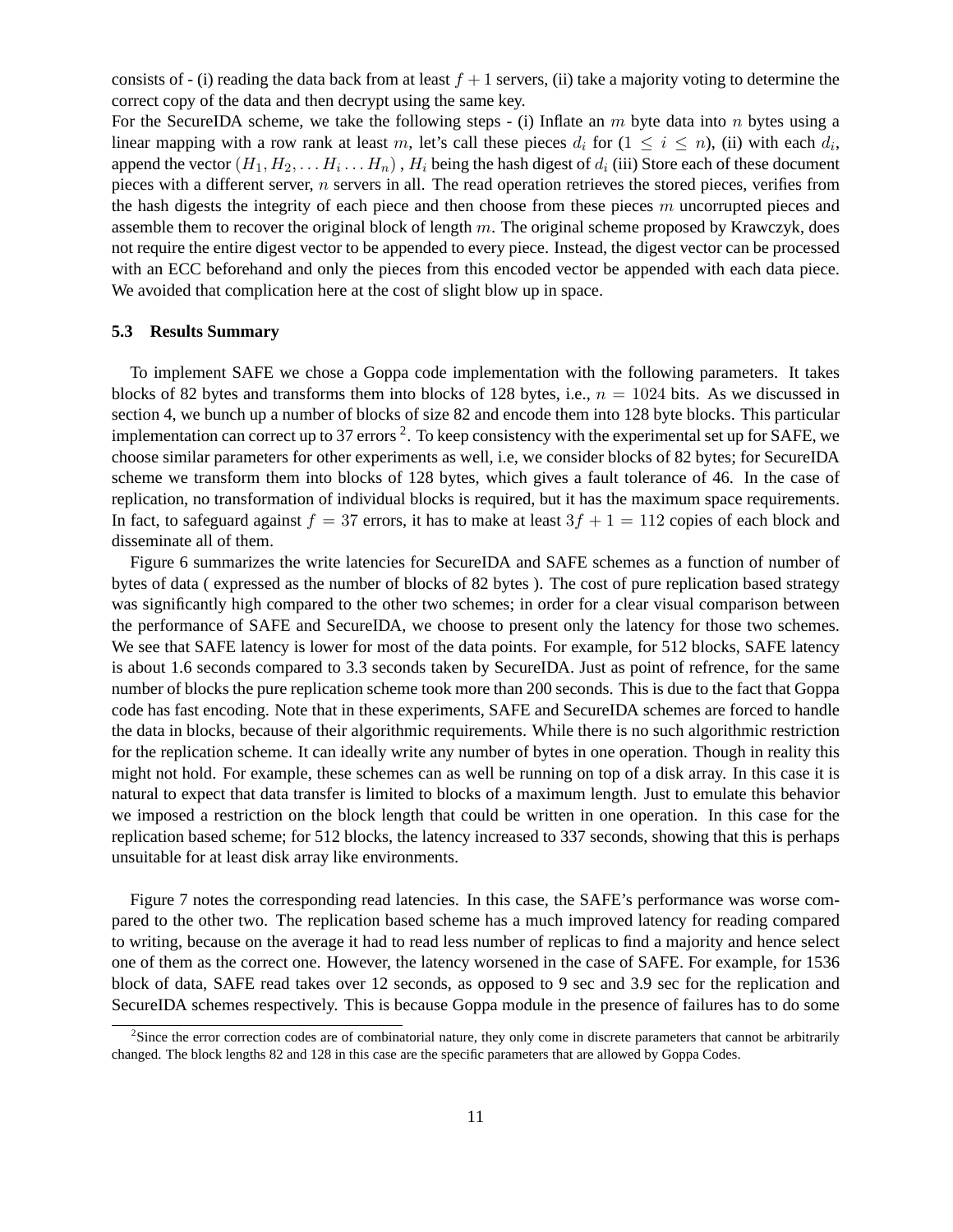consists of - (i) reading the data back from at least $f + 1$ servers, (ii) take a majority voting to determine the correct copy of the data and then decrypt using the same key.

For the SecureIDA scheme, we take the following steps - (i) Inflate an $m$ byte data into $n$ bytes using a linear mapping with a row rank at least $m$, let's call these pieces $d_i$ for $(1 \leq i \leq n)$, (ii) with each $d_i$, append the vector $(H_1, H_2, \ldots H_i \ldots H_n)$ , $H_i$ being the hash digest of $d_i$ (iii) Store each of these document pieces with a different server, $n$ servers in all. The read operation retrieves the stored pieces, verifies from the hash digests the integrity of each piece and then choose from these pieces $m$ uncorrupted pieces and assemble them to recover the original block of length $m$. The original scheme proposed by Krawczyk, does not require the entire digest vector to be appended to every piece. Instead, the digest vector can be processed with an ECC beforehand and only the pieces from this encoded vector be appended with each data piece. We avoided that complication here at the cost of slight blow up in space.

### 5.3 Results Summary

To implement SAFE we chose a Goppa code implementation with the following parameters. It takes blocks of 82 bytes and transforms them into blocks of 128 bytes, i.e., $n = 1024$ bits. As we discussed in section 4, we bunch up a number of blocks of size 82 and encode them into 128 byte blocks. This particular implementation can correct up to 37 errors [2]. To keep consistency with the experimental set up for SAFE, we choose similar parameters for other experiments as well, i.e, we consider blocks of 82 bytes; for SecureIDA scheme we transform them into blocks of 128 bytes, which gives a fault tolerance of 46. In the case of replication, no transformation of individual blocks is required, but it has the maximum space requirements. In fact, to safeguard against $f = 37$ errors, it has to make at least $3f + 1 = 112$ copies of each block and disseminate all of them.

Figure 6 summarizes the write latencies for SecureIDA and SAFE schemes as a function of number of bytes of data ( expressed as the number of blocks of 82 bytes ). The cost of pure replication based strategy was significantly high compared to the other two schemes; in order for a clear visual comparison between the performance of SAFE and SecureIDA, we choose to present only the latency for those two schemes. We see that SAFE latency is lower for most of the data points. For example, for 512 blocks, SAFE latency is about 1.6 seconds compared to 3.3 seconds taken by SecureIDA. Just as point of refrence, for the same number of blocks the pure replication scheme took more than 200 seconds. This is due to the fact that Goppa code has fast encoding. Note that in these experiments, SAFE and SecureIDA schemes are forced to handle the data in blocks, because of their algorithmic requirements. While there is no such algorithmic restriction for the replication scheme. It can ideally write any number of bytes in one operation. Though in reality this might not hold. For example, these schemes can as well be running on top of a disk array. In this case it is natural to expect that data transfer is limited to blocks of a maximum length. Just to emulate this behavior we imposed a restriction on the block length that could be written in one operation. In this case for the replication based scheme; for 512 blocks, the latency increased to 337 seconds, showing that this is perhaps unsuitable for at least disk array like environments.

Figure 7 notes the corresponding read latencies. In this case, the SAFE's performance was worse compared to the other two. The replication based scheme has a much improved latency for reading compared to writing, because on the average it had to read less number of replicas to find a majority and hence select one of them as the correct one. However, the latency worsened in the case of SAFE. For example, for 1536 block of data, SAFE read takes over 12 seconds, as opposed to 9 sec and 3.9 sec for the replication and SecureIDA schemes respectively. This is because Goppa module in the presence of failures has to do some

[2] Since the error correction codes are of combinatorial nature, they only come in discrete parameters that cannot be arbitrarily changed. The block lengths 82 and 128 in this case are the specific parameters that are allowed by Goppa Codes.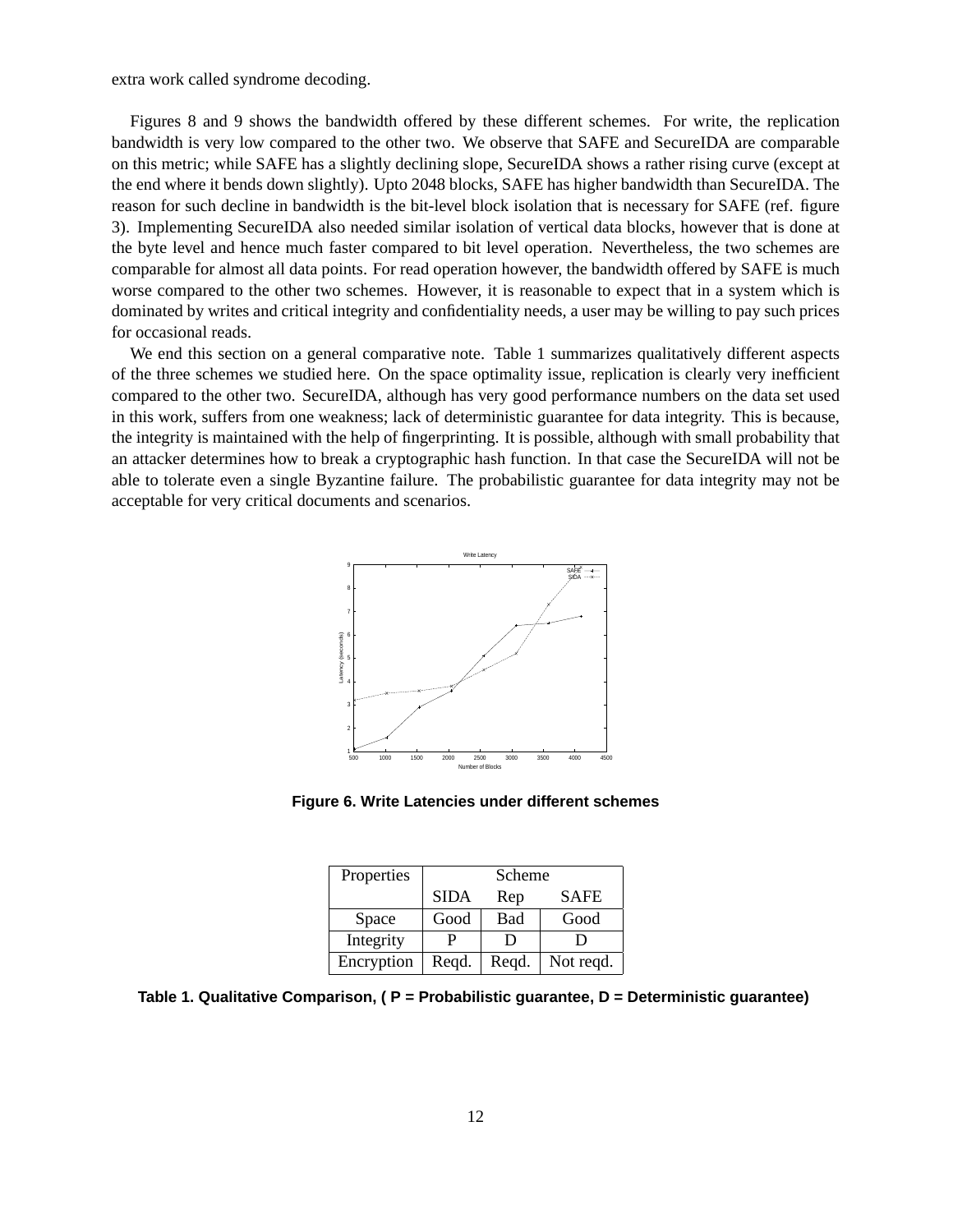extra work called syndrome decoding.

Figures 8 and 9 shows the bandwidth offered by these different schemes. For write, the replication bandwidth is very low compared to the other two. We observe that SAFE and SecureIDA are comparable on this metric; while SAFE has a slightly declining slope, SecureIDA shows a rather rising curve (except at the end where it bends down slightly). Upto 2048 blocks, SAFE has higher bandwidth than SecureIDA. The reason for such decline in bandwidth is the bit-level block isolation that is necessary for SAFE (ref. figure 3). Implementing SecureIDA also needed similar isolation of vertical data blocks, however that is done at the byte level and hence much faster compared to bit level operation. Nevertheless, the two schemes are comparable for almost all data points. For read operation however, the bandwidth offered by SAFE is much worse compared to the other two schemes. However, it is reasonable to expect that in a system which is dominated by writes and critical integrity and confidentiality needs, a user may be willing to pay such prices for occasional reads.

We end this section on a general comparative note. Table 1 summarizes qualitatively different aspects of the three schemes we studied here. On the space optimality issue, replication is clearly very inefficient compared to the other two. SecureIDA, although has very good performance numbers on the data set used in this work, suffers from one weakness; lack of deterministic guarantee for data integrity. This is because, the integrity is maintained with the help of fingerprinting. It is possible, although with small probability that an attacker determines how to break a cryptographic hash function. In that case the SecureIDA will not be able to tolerate even a single Byzantine failure. The probabilistic guarantee for data integrity may not be acceptable for very critical documents and scenarios.

**Figure 6. Write Latencies under different schemes**

| Properties | Scheme | | |
|---|---|---|---|
| | SIDA | Rep | SAFE |
| Space | Good | Bad | Good |
| Integrity | P | D | D |
| Encryption | Reqd. | Reqd. | Not reqd. |

**Table 1. Qualitative Comparison, ( P = Probabilistic guarantee, D = Deterministic guarantee)**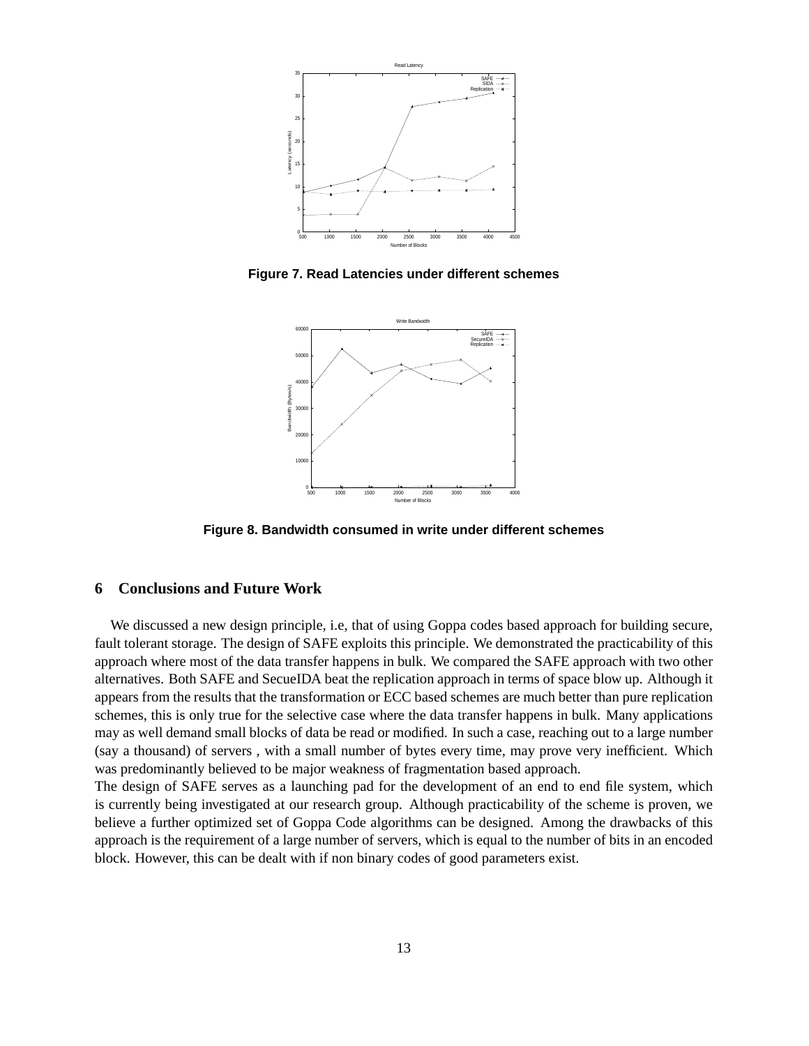Figure 7. Read Latencies under different schemes

Figure 8. Bandwidth consumed in write under different schemes

## 6 Conclusions and Future Work

We discussed a new design principle, i.e, that of using Goppa codes based approach for building secure, fault tolerant storage. The design of SAFE exploits this principle. We demonstrated the practicability of this approach where most of the data transfer happens in bulk. We compared the SAFE approach with two other alternatives. Both SAFE and SecueIDA beat the replication approach in terms of space blow up. Although it appears from the results that the transformation or ECC based schemes are much better than pure replication schemes, this is only true for the selective case where the data transfer happens in bulk. Many applications may as well demand small blocks of data be read or modified. In such a case, reaching out to a large number (say a thousand) of servers , with a small number of bytes every time, may prove very inefficient. Which was predominantly believed to be major weakness of fragmentation based approach.

The design of SAFE serves as a launching pad for the development of an end to end file system, which is currently being investigated at our research group. Although practicability of the scheme is proven, we believe a further optimized set of Goppa Code algorithms can be designed. Among the drawbacks of this approach is the requirement of a large number of servers, which is equal to the number of bits in an encoded block. However, this can be dealt with if non binary codes of good parameters exist.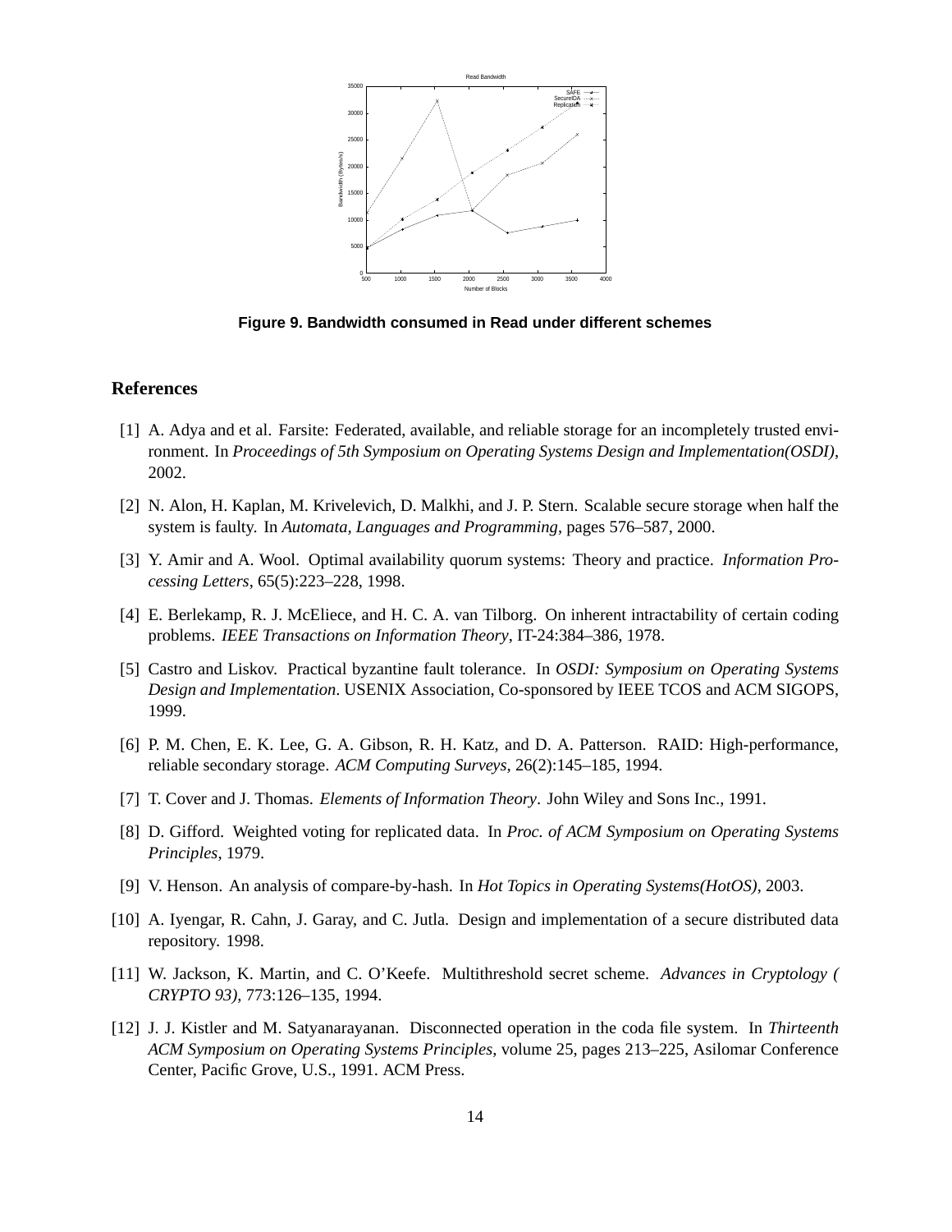Figure 9. Bandwidth consumed in Read under different schemes

## References

[1] A. Adya and et al. Farsite: Federated, available, and reliable storage for an incompletely trusted environment. In *Proceedings of 5th Symposium on Operating Systems Design and Implementation(OSDI)*, 2002.

[2] N. Alon, H. Kaplan, M. Krivelevich, D. Malkhi, and J. P. Stern. Scalable secure storage when half the system is faulty. In *Automata, Languages and Programming*, pages 576–587, 2000.

[3] Y. Amir and A. Wool. Optimal availability quorum systems: Theory and practice. *Information Processing Letters*, 65(5):223–228, 1998.

[4] E. Berlekamp, R. J. McEliece, and H. C. A. van Tilborg. On inherent intractability of certain coding problems. *IEEE Transactions on Information Theory*, IT-24:384–386, 1978.

[5] Castro and Liskov. Practical byzantine fault tolerance. In *OSDI: Symposium on Operating Systems Design and Implementation*. USENIX Association, Co-sponsored by IEEE TCOS and ACM SIGOPS, 1999.

[6] P. M. Chen, E. K. Lee, G. A. Gibson, R. H. Katz, and D. A. Patterson. RAID: High-performance, reliable secondary storage. *ACM Computing Surveys*, 26(2):145–185, 1994.

[7] T. Cover and J. Thomas. *Elements of Information Theory*. John Wiley and Sons Inc., 1991.

[8] D. Gifford. Weighted voting for replicated data. In *Proc. of ACM Symposium on Operating Systems Principles*, 1979.

[9] V. Henson. An analysis of compare-by-hash. In *Hot Topics in Operating Systems(HotOS)*, 2003.

[10] A. Iyengar, R. Cahn, J. Garay, and C. Jutla. Design and implementation of a secure distributed data repository. 1998.

[11] W. Jackson, K. Martin, and C. O'Keefe. Multithreshold secret scheme. *Advances in Cryptology ( CRYPTO 93)*, 773:126–135, 1994.

[12] J. J. Kistler and M. Satyanarayanan. Disconnected operation in the coda file system. In *Thirteenth ACM Symposium on Operating Systems Principles*, volume 25, pages 213–225, Asilomar Conference Center, Pacific Grove, U.S., 1991. ACM Press.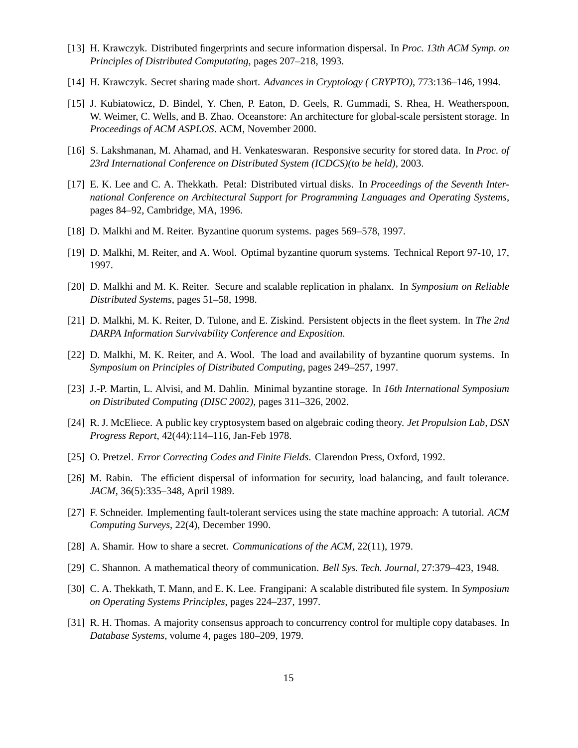[13] H. Krawczyk. Distributed fingerprints and secure information dispersal. In *Proc. 13th ACM Symp. on Principles of Distributed Computating*, pages 207–218, 1993.

[14] H. Krawczyk. Secret sharing made short. *Advances in Cryptology ( CRYPTO)*, 773:136–146, 1994.

[15] J. Kubiatowicz, D. Bindel, Y. Chen, P. Eaton, D. Geels, R. Gummadi, S. Rhea, H. Weatherspoon, W. Weimer, C. Wells, and B. Zhao. Oceanstore: An architecture for global-scale persistent storage. In *Proceedings of ACM ASPLOS*. ACM, November 2000.

[16] S. Lakshmanan, M. Ahamad, and H. Venkateswaran. Responsive security for stored data. In *Proc. of 23rd International Conference on Distributed System (ICDCS)(to be held)*, 2003.

[17] E. K. Lee and C. A. Thekkath. Petal: Distributed virtual disks. In *Proceedings of the Seventh International Conference on Architectural Support for Programming Languages and Operating Systems*, pages 84–92, Cambridge, MA, 1996.

[18] D. Malkhi and M. Reiter. Byzantine quorum systems. pages 569–578, 1997.

[19] D. Malkhi, M. Reiter, and A. Wool. Optimal byzantine quorum systems. Technical Report 97-10, 17, 1997.

[20] D. Malkhi and M. K. Reiter. Secure and scalable replication in phalanx. In *Symposium on Reliable Distributed Systems*, pages 51–58, 1998.

[21] D. Malkhi, M. K. Reiter, D. Tulone, and E. Ziskind. Persistent objects in the fleet system. In *The 2nd DARPA Information Survivability Conference and Exposition*.

[22] D. Malkhi, M. K. Reiter, and A. Wool. The load and availability of byzantine quorum systems. In *Symposium on Principles of Distributed Computing*, pages 249–257, 1997.

[23] J.-P. Martin, L. Alvisi, and M. Dahlin. Minimal byzantine storage. In *16th International Symposium on Distributed Computing (DISC 2002)*, pages 311–326, 2002.

[24] R. J. McEliece. A public key cryptosystem based on algebraic coding theory. *Jet Propulsion Lab, DSN Progress Report*, 42(44):114–116, Jan-Feb 1978.

[25] O. Pretzel. *Error Correcting Codes and Finite Fields*. Clarendon Press, Oxford, 1992.

[26] M. Rabin. The efficient dispersal of information for security, load balancing, and fault tolerance. *JACM*, 36(5):335–348, April 1989.

[27] F. Schneider. Implementing fault-tolerant services using the state machine approach: A tutorial. *ACM Computing Surveys*, 22(4), December 1990.

[28] A. Shamir. How to share a secret. *Communications of the ACM*, 22(11), 1979.

[29] C. Shannon. A mathematical theory of communication. *Bell Sys. Tech. Journal*, 27:379–423, 1948.

[30] C. A. Thekkath, T. Mann, and E. K. Lee. Frangipani: A scalable distributed file system. In *Symposium on Operating Systems Principles*, pages 224–237, 1997.

[31] R. H. Thomas. A majority consensus approach to concurrency control for multiple copy databases. In *Database Systems*, volume 4, pages 180–209, 1979.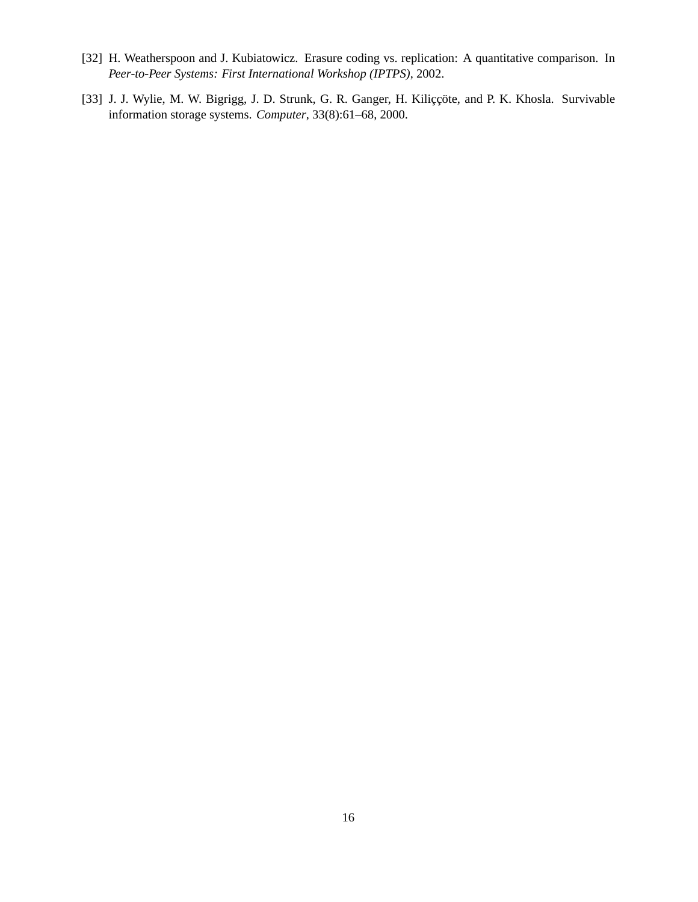[32] H. Weatherspoon and J. Kubiatowicz. Erasure coding vs. replication: A quantitative comparison. In *Peer-to-Peer Systems: First International Workshop (IPTPS)*, 2002.

[33] J. J. Wylie, M. W. Bigrigg, J. D. Strunk, G. R. Ganger, H. Kiliççöte, and P. K. Khosla. Survivable information storage systems. *Computer*, 33(8):61–68, 2000.